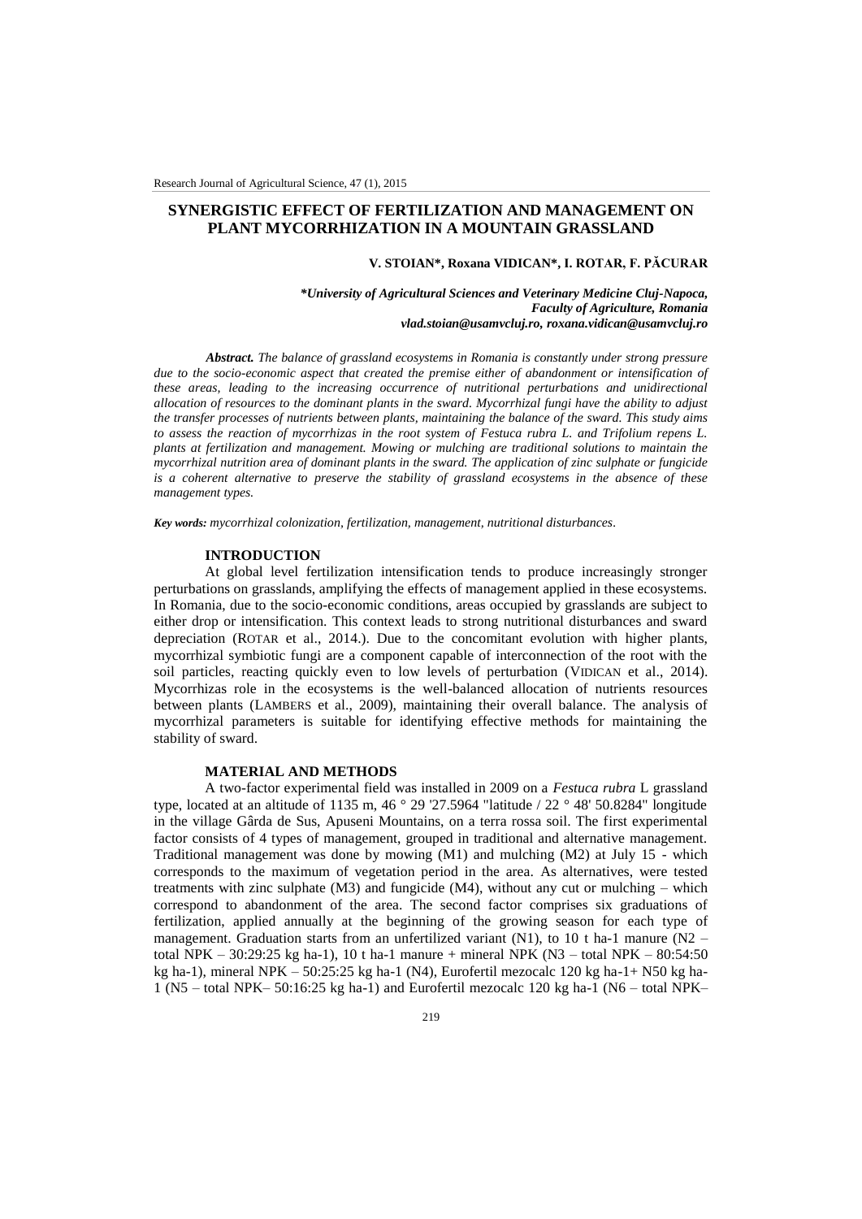# SYNERGISTIC EFFECT OF FERTILIZATION AND MANAGEMENT ON PLANT MYCORRHIZATION IN A MOUNTAIN GRASSLAND

**V. STOIAN\*, Roxana VIDICAN\*, I. ROTAR, F. PĂCURAR**

***\*University of Agricultural Sciences and Veterinary Medicine Cluj-Napoca, Faculty of Agriculture, Romania***
***vlad.stoian@usamvcluj.ro, roxana.vidican@usamvcluj.ro***

***Abstract.*** *The balance of grassland ecosystems in Romania is constantly under strong pressure due to the socio-economic aspect that created the premise either of abandonment or intensification of these areas, leading to the increasing occurrence of nutritional perturbations and unidirectional allocation of resources to the dominant plants in the sward. Mycorrhizal fungi have the ability to adjust the transfer processes of nutrients between plants, maintaining the balance of the sward. This study aims to assess the reaction of mycorrhizas in the root system of Festuca rubra L. and Trifolium repens L. plants at fertilization and management. Mowing or mulching are traditional solutions to maintain the mycorrhizal nutrition area of dominant plants in the sward. The application of zinc sulphate or fungicide is a coherent alternative to preserve the stability of grassland ecosystems in the absence of these management types.*

***Key words:*** *mycorrhizal colonization, fertilization, management, nutritional disturbances.*

## INTRODUCTION

At global level fertilization intensification tends to produce increasingly stronger perturbations on grasslands, amplifying the effects of management applied in these ecosystems. In Romania, due to the socio-economic conditions, areas occupied by grasslands are subject to either drop or intensification. This context leads to strong nutritional disturbances and sward depreciation (ROTAR et al., 2014.). Due to the concomitant evolution with higher plants, mycorrhizal symbiotic fungi are a component capable of interconnection of the root with the soil particles, reacting quickly even to low levels of perturbation (VIDICAN et al., 2014). Mycorrhizas role in the ecosystems is the well-balanced allocation of nutrients resources between plants (LAMBERS et al., 2009), maintaining their overall balance. The analysis of mycorrhizal parameters is suitable for identifying effective methods for maintaining the stability of sward.

## MATERIAL AND METHODS

A two-factor experimental field was installed in 2009 on a *Festuca rubra* L grassland type, located at an altitude of 1135 m, 46 ° 29 '27.5964 "latitude / 22 ° 48' 50.8284" longitude in the village Gârda de Sus, Apuseni Mountains, on a terra rossa soil. The first experimental factor consists of 4 types of management, grouped in traditional and alternative management. Traditional management was done by mowing (M1) and mulching (M2) at July 15 - which corresponds to the maximum of vegetation period in the area. As alternatives, were tested treatments with zinc sulphate (M3) and fungicide (M4), without any cut or mulching – which correspond to abandonment of the area. The second factor comprises six graduations of fertilization, applied annually at the beginning of the growing season for each type of management. Graduation starts from an unfertilized variant (N1), to 10 t ha-1 manure (N2 – total NPK – 30:29:25 kg ha-1), 10 t ha-1 manure + mineral NPK (N3 – total NPK – 80:54:50 kg ha-1), mineral NPK – 50:25:25 kg ha-1 (N4), Eurofertil mezocalc 120 kg ha-1+ N50 kg ha-1 (N5 – total NPK– 50:16:25 kg ha-1) and Eurofertil mezocalc 120 kg ha-1 (N6 – total NPK–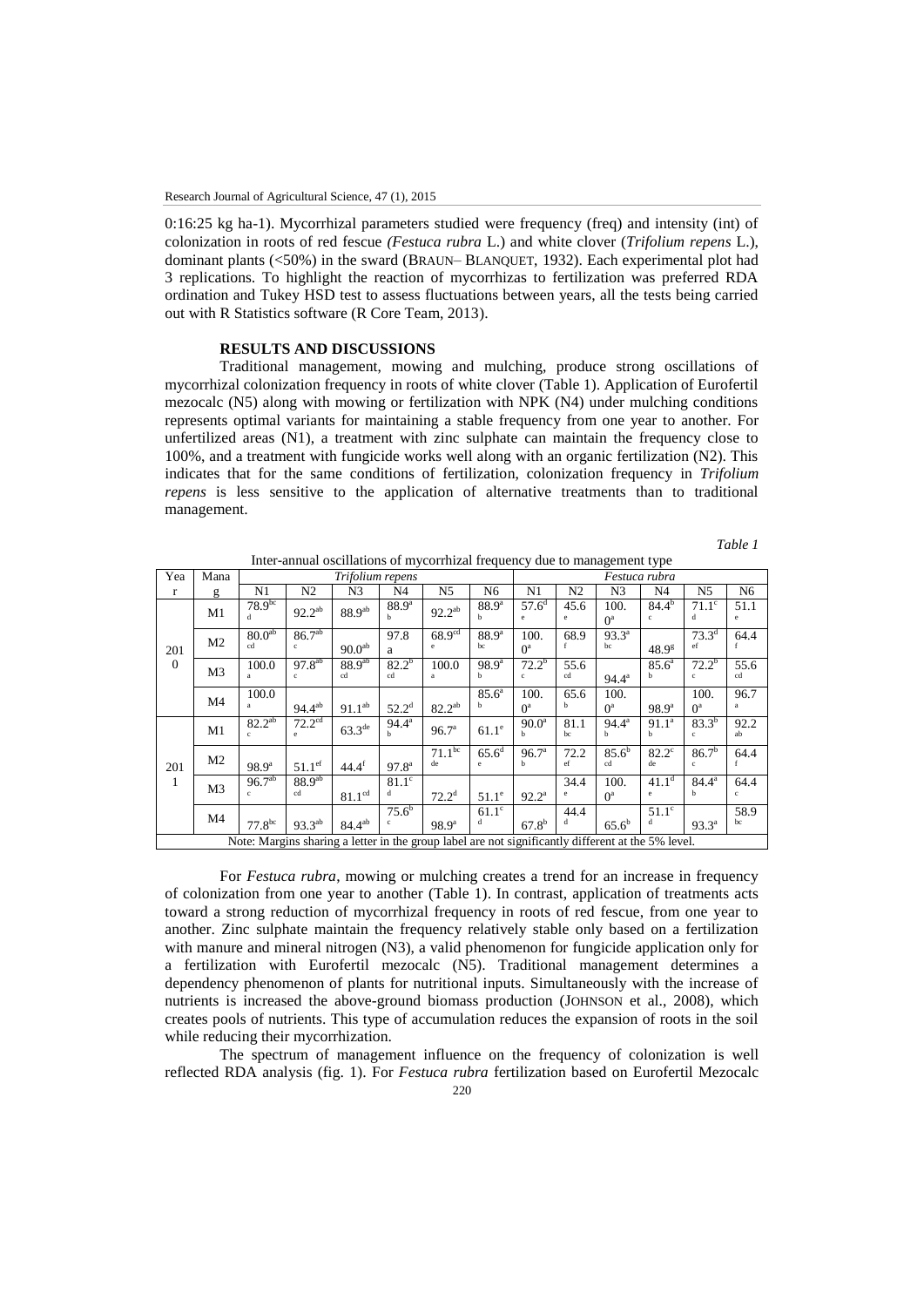0:16:25 kg ha-1). Mycorrhizal parameters studied were frequency (freq) and intensity (int) of colonization in roots of red fescue *(Festuca rubra* L.) and white clover (*Trifolium repens* L.), dominant plants (<50%) in the sward (BRAUN– BLANQUET, 1932). Each experimental plot had 3 replications. To highlight the reaction of mycorrhizas to fertilization was preferred RDA ordination and Tukey HSD test to assess fluctuations between years, all the tests being carried out with R Statistics software (R Core Team, 2013).

## RESULTS AND DISCUSSIONS

Traditional management, mowing and mulching, produce strong oscillations of mycorrhizal colonization frequency in roots of white clover (Table 1). Application of Eurofertil mezocalc (N5) along with mowing or fertilization with NPK (N4) under mulching conditions represents optimal variants for maintaining a stable frequency from one year to another. For unfertilized areas (N1), a treatment with zinc sulphate can maintain the frequency close to 100%, and a treatment with fungicide works well along with an organic fertilization (N2). This indicates that for the same conditions of fertilization, colonization frequency in *Trifolium repens* is less sensitive to the application of alternative treatments than to traditional management.

*Table 1*

Inter-annual oscillations of mycorrhizal frequency due to management type

| Year | Manag | *Trifolium repens* | | | | | | *Festuca rubra* | | | | | |
|---|---|---|---|---|---|---|---|---|---|---|---|---|---|
| | | N1 | N2 | N3 | N4 | N5 | N6 | N1 | N2 | N3 | N4 | N5 | N6 |
| 2010 | M1 | 78.9[bcd] | 92.2[ab] | 88.9[ab] | 88.9[ab] | 92.2[ab] | 88.9[ab] | 57.6[de] | 45.6[e] | 100.0[a] | 84.4[bc] | 71.1[cd] | 51.1[e] |
| | M2 | 80.0[abcd] | 86.7[abc] | 90.0[ab] | 97.8[a] | 68.9[cde] | 88.9[abc] | 100.0[a] | 68.9[f] | 93.3[abc] | 48.9[g] | 73.3[def] | 64.4[f] |
| | M3 | 100.0[a] | 97.8[abc] | 88.9[abcd] | 82.2[bcd] | 100.0[a] | 98.9[ab] | 72.2[bc] | 55.6[cd] | 94.4[a] | 85.6[ab] | 72.2[bc] | 55.6[cd] |
| | M4 | 100.0[a] | 94.4[ab] | 91.1[ab] | 52.2[d] | 82.2[ab] | 85.6[ab] | 100.0[a] | 65.6[b] | 100.0[a] | 98.9[a] | 100.0[a] | 96.7[a] |
| 2011 | M1 | 82.2[abc] | 72.2[cde] | 63.3[de] | 94.4[ab] | 96.7[a] | 61.1[e] | 90.0[ab] | 81.1[bc] | 94.4[ab] | 91.1[ab] | 83.3[bc] | 92.2[ab] |
| | M2 | 98.9[a] | 51.1[ef] | 44.4[f] | 97.8[a] | 71.1[bcde] | 65.6[de] | 96.7[ab] | 72.2[ef] | 85.6[bcd] | 82.2[cde] | 86.7[bc] | 64.4[f] |
| | M3 | 96.7[abc] | 88.9[abcd] | 81.1[cd] | 81.1[cd] | 72.2[d] | 51.1[e] | 92.2[a] | 34.4[e] | 100.0[a] | 41.1[de] | 84.4[ab] | 64.4[c] |
| | M4 | 77.8[bc] | 93.3[ab] | 84.4[ab] | 75.6[bc] | 98.9[a] | 61.1[cd] | 67.8[b] | 44.4[d] | 65.6[b] | 51.1[cd] | 93.3[a] | 58.9[bc] |

Note: Margins sharing a letter in the group label are not significantly different at the 5% level.

For *Festuca rubra*, mowing or mulching creates a trend for an increase in frequency of colonization from one year to another (Table 1). In contrast, application of treatments acts toward a strong reduction of mycorrhizal frequency in roots of red fescue, from one year to another. Zinc sulphate maintain the frequency relatively stable only based on a fertilization with manure and mineral nitrogen (N3), a valid phenomenon for fungicide application only for a fertilization with Eurofertil mezocalc (N5). Traditional management determines a dependency phenomenon of plants for nutritional inputs. Simultaneously with the increase of nutrients is increased the above-ground biomass production (JOHNSON et al., 2008), which creates pools of nutrients. This type of accumulation reduces the expansion of roots in the soil while reducing their mycorrhization.

The spectrum of management influence on the frequency of colonization is well reflected RDA analysis (fig. 1). For *Festuca rubra* fertilization based on Eurofertil Mezocalc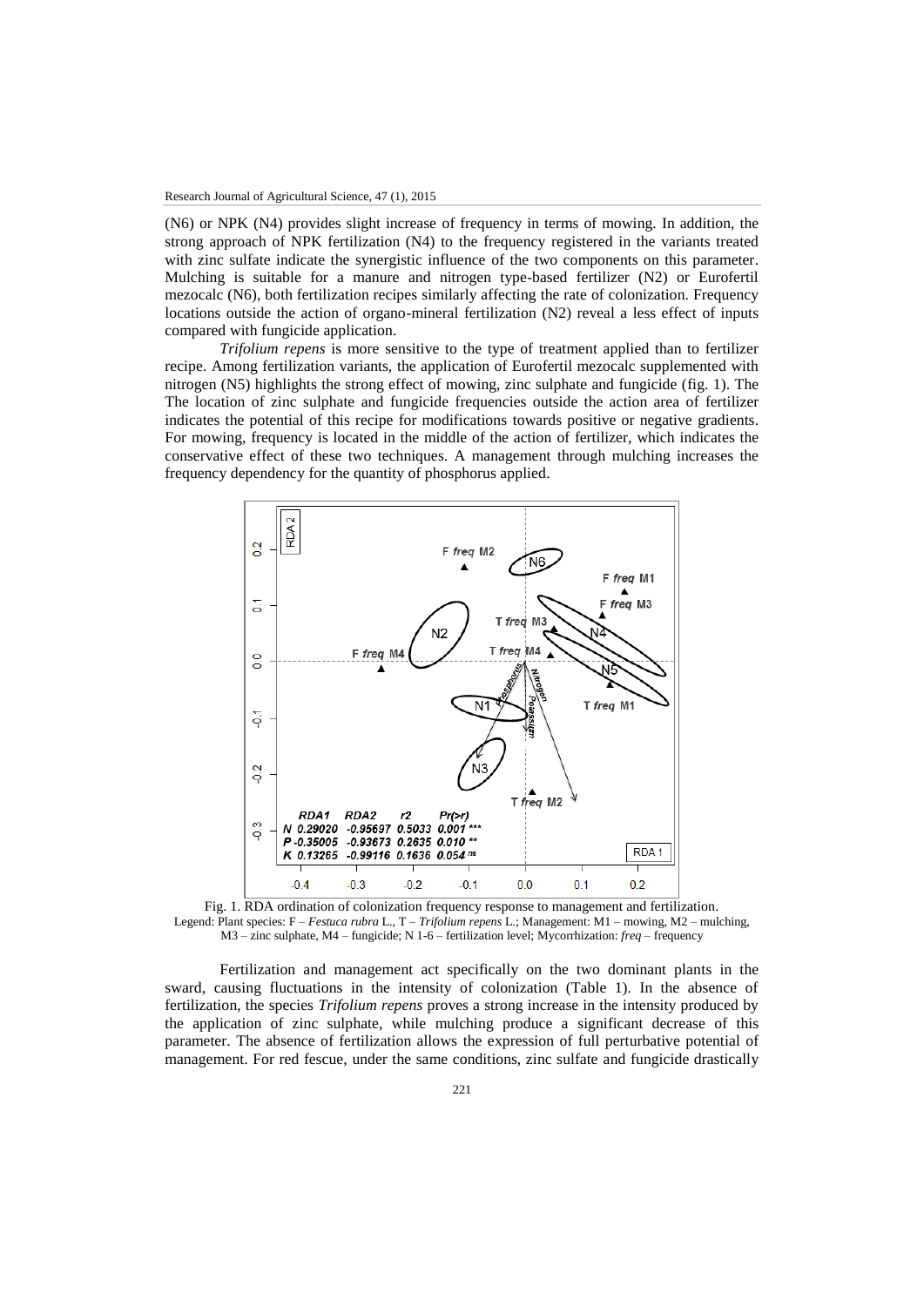(N6) or NPK (N4) provides slight increase of frequency in terms of mowing. In addition, the strong approach of NPK fertilization (N4) to the frequency registered in the variants treated with zinc sulfate indicate the synergistic influence of the two components on this parameter. Mulching is suitable for a manure and nitrogen type-based fertilizer (N2) or Eurofertil mezocalc (N6), both fertilization recipes similarly affecting the rate of colonization. Frequency locations outside the action of organo-mineral fertilization (N2) reveal a less effect of inputs compared with fungicide application.

*Trifolium repens* is more sensitive to the type of treatment applied than to fertilizer recipe. Among fertilization variants, the application of Eurofertil mezocalc supplemented with nitrogen (N5) highlights the strong effect of mowing, zinc sulphate and fungicide (fig. 1). The The location of zinc sulphate and fungicide frequencies outside the action area of fertilizer indicates the potential of this recipe for modifications towards positive or negative gradients. For mowing, frequency is located in the middle of the action of fertilizer, which indicates the conservative effect of these two techniques. A management through mulching increases the frequency dependency for the quantity of phosphorus applied.

Fig. 1. RDA ordination of colonization frequency response to management and fertilization.
Legend: Plant species: F – *Festuca rubra* L., T – *Trifolium repens* L.; Management: M1 – mowing, M2 – mulching, M3 – zinc sulphate, M4 – fungicide; N 1-6 – fertilization level; Mycorrhization: *freq* – frequency

Fertilization and management act specifically on the two dominant plants in the sward, causing fluctuations in the intensity of colonization (Table 1). In the absence of fertilization, the species *Trifolium repens* proves a strong increase in the intensity produced by the application of zinc sulphate, while mulching produce a significant decrease of this parameter. The absence of fertilization allows the expression of full perturbative potential of management. For red fescue, under the same conditions, zinc sulfate and fungicide drastically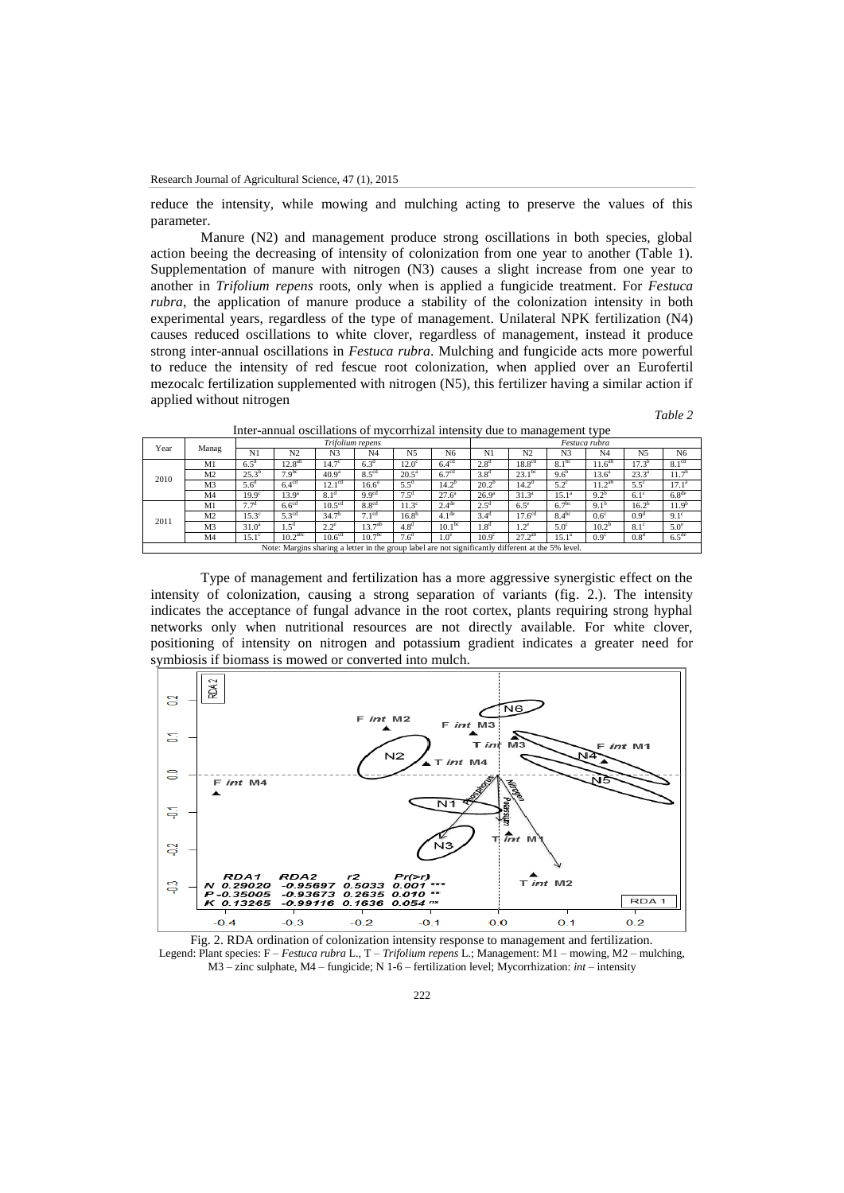reduce the intensity, while mowing and mulching acting to preserve the values of this parameter.

Manure (N2) and management produce strong oscillations in both species, global action beeing the decreasing of intensity of colonization from one year to another (Table 1). Supplementation of manure with nitrogen (N3) causes a slight increase from one year to another in *Trifolium repens* roots, only when is applied a fungicide treatment. For *Festuca rubra*, the application of manure produce a stability of the colonization intensity in both experimental years, regardless of the type of management. Unilateral NPK fertilization (N4) causes reduced oscillations to white clover, regardless of management, instead it produce strong inter-annual oscillations in *Festuca rubra*. Mulching and fungicide acts more powerful to reduce the intensity of red fescue root colonization, when applied over an Eurofertil mezocalc fertilization supplemented with nitrogen (N5), this fertilizer having a similar action if applied without nitrogen

*Table 2*

Inter-annual oscillations of mycorrhizal intensity due to management type

| Year | Manag | *Trifolium repens* | | | | | | *Festuca rubra* | | | | | |
|---|---|---|---|---|---|---|---|---|---|---|---|---|---|
| | | N1 | N2 | N3 | N4 | N5 | N6 | N1 | N2 | N3 | N4 | N5 | N6 |
| 2010 | M1 | 6.5[d] | 12.8[ab] | 14.7[c] | 6.3[d] | 12.0[c] | 6.4[cd] | 2.8[d] | 18.8[cd] | 8.1[bc] | 11.6[ab] | 17.3[b] | 8.1[cd] |
| | M2 | 25.3[b] | 7.9[bc] | 40.9[a] | 8.5[cd] | 20.5[a] | 6.7[cd] | 3.8[d] | 23.1[bc] | 9.6[b] | 13.6[a] | 23.3[a] | 11.7[b] |
| | M3 | 5.6[d] | 6.4[cd] | 12.1[cd] | 16.6[a] | 5.5[d] | 14.2[b] | 20.2[b] | 14.2[d] | 5.2[c] | 11.2[ab] | 5.5[c] | 17.1[a] |
| | M4 | 19.9[c] | 13.9[a] | 8.1[d] | 9.9[cd] | 7.5[d] | 27.6[a] | 26.9[a] | 31.3[a] | 15.1[a] | 9.2[b] | 6.1[c] | 6.8[de] |
| 2011 | M1 | 7.7[d] | 6.6[cd] | 10.5[cd] | 8.8[cd] | 11.3[c] | 2.4[de] | 2.5[d] | 6.5[e] | 6.7[bc] | 9.1[b] | 16.2[b] | 11.9[b] |
| | M2 | 15.3[c] | 5.3[cd] | 34.7[b] | 7.1[cd] | 16.8[b] | 4.1[de] | 3.4[d] | 17.6[cd] | 8.4[bc] | 0.6[c] | 0.9[d] | 9.1[c] |
| | M3 | 31.0[a] | 1.5[d] | 2.2[e] | 13.7[ab] | 4.8[d] | 10.1[bc] | 1.8[d] | 1.2[e] | 5.0[c] | 10.2[b] | 8.1[c] | 5.0[e] |
| | M4 | 15.1[c] | 10.2[abc] | 10.6[cd] | 10.7[bc] | 7.6[d] | 1.0[e] | 10.9[c] | 27.2[ab] | 15.1[a] | 0.9[c] | 0.8[d] | 6.5[de] |

Note: Margins sharing a letter in the group label are not significantly different at the 5% level.

Type of management and fertilization has a more aggressive synergistic effect on the intensity of colonization, causing a strong separation of variants (fig. 2.). The intensity indicates the acceptance of fungal advance in the root cortex, plants requiring strong hyphal networks only when nutritional resources are not directly available. For white clover, positioning of intensity on nitrogen and potassium gradient indicates a greater need for symbiosis if biomass is mowed or converted into mulch.

Fig. 2. RDA ordination of colonization intensity response to management and fertilization.
Legend: Plant species: F – *Festuca rubra* L., T – *Trifolium repens* L.; Management: M1 – mowing, M2 – mulching, M3 – zinc sulphate, M4 – fungicide; N 1-6 – fertilization level; Mycorrhization: *int* – intensity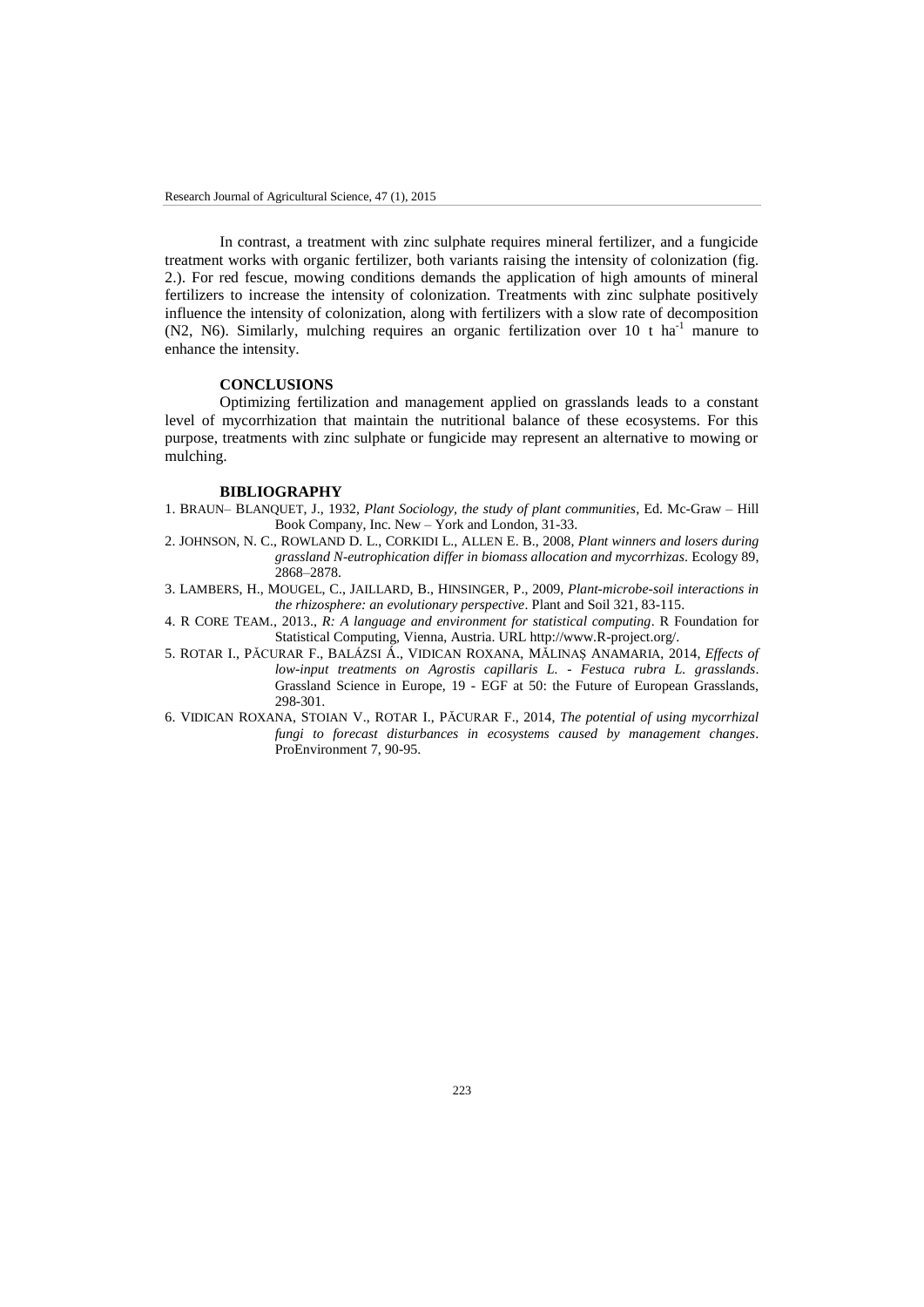In contrast, a treatment with zinc sulphate requires mineral fertilizer, and a fungicide treatment works with organic fertilizer, both variants raising the intensity of colonization (fig. 2.). For red fescue, mowing conditions demands the application of high amounts of mineral fertilizers to increase the intensity of colonization. Treatments with zinc sulphate positively influence the intensity of colonization, along with fertilizers with a slow rate of decomposition (N2, N6). Similarly, mulching requires an organic fertilization over 10 t $ha^{-1}$ manure to enhance the intensity.

## CONCLUSIONS

Optimizing fertilization and management applied on grasslands leads to a constant level of mycorrhization that maintain the nutritional balance of these ecosystems. For this purpose, treatments with zinc sulphate or fungicide may represent an alternative to mowing or mulching.

## BIBLIOGRAPHY

1. BRAUN– BLANQUET, J., 1932, *Plant Sociology, the study of plant communities*, Ed. Mc-Graw – Hill Book Company, Inc. New – York and London, 31-33.
2. JOHNSON, N. C., ROWLAND D. L., CORKIDI L., ALLEN E. B., 2008, *Plant winners and losers during grassland N-eutrophication differ in biomass allocation and mycorrhizas*. Ecology 89, 2868–2878.
3. LAMBERS, H., MOUGEL, C., JAILLARD, B., HINSINGER, P., 2009, *Plant-microbe-soil interactions in the rhizosphere: an evolutionary perspective*. Plant and Soil 321, 83-115.
4. R CORE TEAM., 2013., *R: A language and environment for statistical computing*. R Foundation for Statistical Computing, Vienna, Austria. URL http://www.R-project.org/.
5. ROTAR I., PĂCURAR F., BALÁZSI Á., VIDICAN ROXANA, MĂLINAȘ ANAMARIA, 2014, *Effects of low-input treatments on Agrostis capillaris L. - Festuca rubra L. grasslands*. Grassland Science in Europe, 19 - EGF at 50: the Future of European Grasslands, 298-301.
6. VIDICAN ROXANA, STOIAN V., ROTAR I., PĂCURAR F., 2014, *The potential of using mycorrhizal fungi to forecast disturbances in ecosystems caused by management changes*. ProEnvironment 7, 90-95.